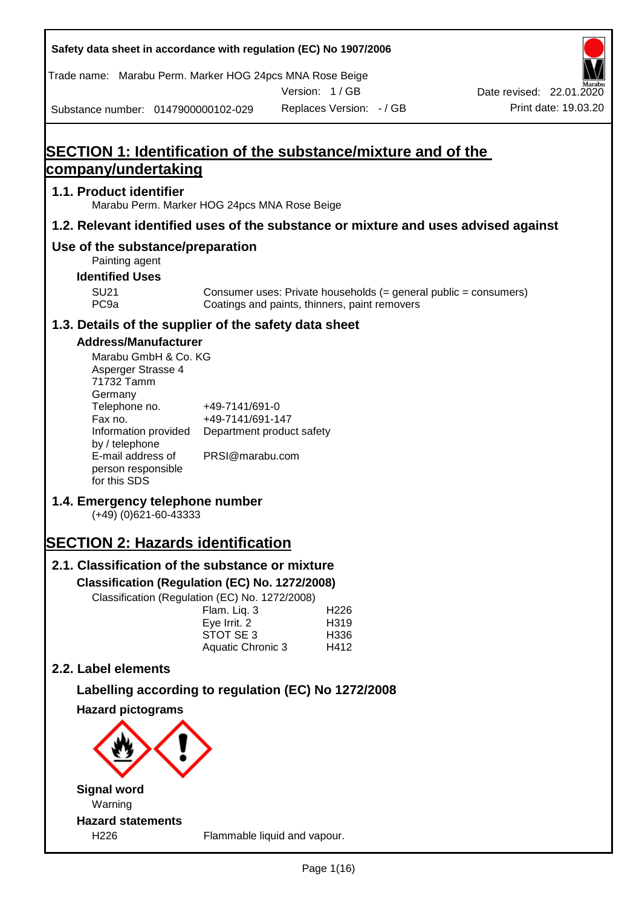Safety data sheet in accordance with regulation (EC) No 1907/2006

Trade name: Marabu Perm. Marker HOG 24pcs MNA Rose Beige

Version: 1 / GB

Date revised: 22.01.2020

Substance number: 0147900000102-029

Replaces Version: - / GB

Print date: 19.03.20

# SECTION 1: Identification of the substance/mixture and of the company/undertaking

## 1.1. Product identifier

Marabu Perm. Marker HOG 24pcs MNA Rose Beige

## 1.2. Relevant identified uses of the substance or mixture and uses advised against

## Use of the substance/preparation

Painting agent

### Identified Uses

| | |
|---|---|
| SU21 | Consumer uses: Private households (= general public = consumers) |
| PC9a | Coatings and paints, thinners, paint removers |

## 1.3. Details of the supplier of the safety data sheet

### Address/Manufacturer

Marabu GmbH & Co. KG
Asperger Strasse 4
71732 Tamm
Germany

| | |
|---|---|
| Telephone no. | +49-7141/691-0 |
| Fax no. | +49-7141/691-147 |
| Information provided by / telephone | Department product safety |
| E-mail address of person responsible for this SDS | PRSI@marabu.com |

## 1.4. Emergency telephone number

(+49) (0)621-60-43333

# SECTION 2: Hazards identification

## 2.1. Classification of the substance or mixture

### Classification (Regulation (EC) No. 1272/2008)

Classification (Regulation (EC) No. 1272/2008)

| | |
|---|---|
| Flam. Liq. 3 | H226 |
| Eye Irrit. 2 | H319 |
| STOT SE 3 | H336 |
| Aquatic Chronic 3 | H412 |

## 2.2. Label elements

### Labelling according to regulation (EC) No 1272/2008

### Hazard pictograms

### Signal word

Warning

### Hazard statements

| | |
|---|---|
| H226 | Flammable liquid and vapour. |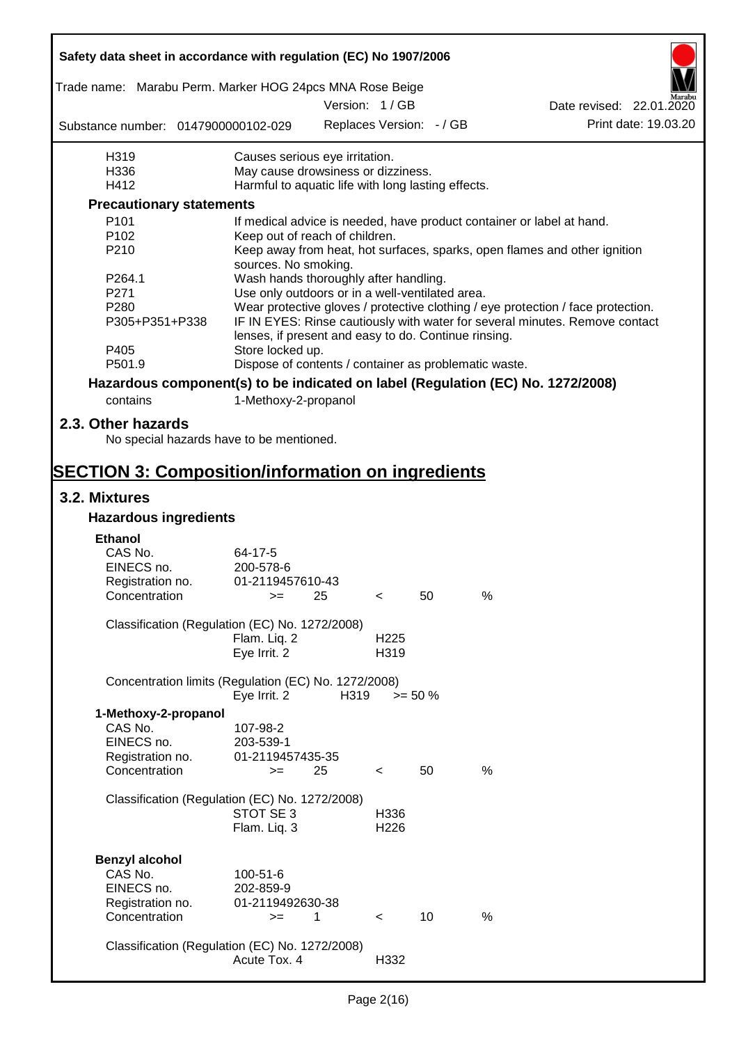| | |
|---|---|
| H319 | Causes serious eye irritation. |
| H336 | May cause drowsiness or dizziness. |
| H412 | Harmful to aquatic life with long lasting effects. |

### Precautionary statements

| | |
|---|---|
| P101 | If medical advice is needed, have product container or label at hand. |
| P102 | Keep out of reach of children. |
| P210 | Keep away from heat, hot surfaces, sparks, open flames and other ignition sources. No smoking. |
| P264.1 | Wash hands thoroughly after handling. |
| P271 | Use only outdoors or in a well-ventilated area. |
| P280 | Wear protective gloves / protective clothing / eye protection / face protection. |
| P305+P351+P338 | IF IN EYES: Rinse cautiously with water for several minutes. Remove contact lenses, if present and easy to do. Continue rinsing. |
| P405 | Store locked up. |
| P501.9 | Dispose of contents / container as problematic waste. |

### Hazardous component(s) to be indicated on label (Regulation (EC) No. 1272/2008)

contains 1-Methoxy-2-propanol

## 2.3. Other hazards

No special hazards have to be mentioned.

# SECTION 3: Composition/information on ingredients

## 3.2. Mixtures

### Hazardous ingredients

**Ethanol**

| | |
|---|---|
| CAS No. | 64-17-5 |
| EINECS no. | 200-578-6 |
| Registration no. | 01-2119457610-43 |
| Concentration | >= 25 < 50 % |

Classification (Regulation (EC) No. 1272/2008)

| | |
|---|---|
| Flam. Liq. 2 | H225 |
| Eye Irrit. 2 | H319 |

Concentration limits (Regulation (EC) No. 1272/2008)

| | | |
|---|---|---|
| Eye Irrit. 2 | H319 | >= 50 % |

**1-Methoxy-2-propanol**

| | |
|---|---|
| CAS No. | 107-98-2 |
| EINECS no. | 203-539-1 |
| Registration no. | 01-2119457435-35 |
| Concentration | >= 25 < 50 % |

Classification (Regulation (EC) No. 1272/2008)

| | |
|---|---|
| STOT SE 3 | H336 |
| Flam. Liq. 3 | H226 |

**Benzyl alcohol**

| | |
|---|---|
| CAS No. | 100-51-6 |
| EINECS no. | 202-859-9 |
| Registration no. | 01-2119492630-38 |
| Concentration | >= 1 < 10 % |

Classification (Regulation (EC) No. 1272/2008)

| | |
|---|---|
| Acute Tox. 4 | H332 |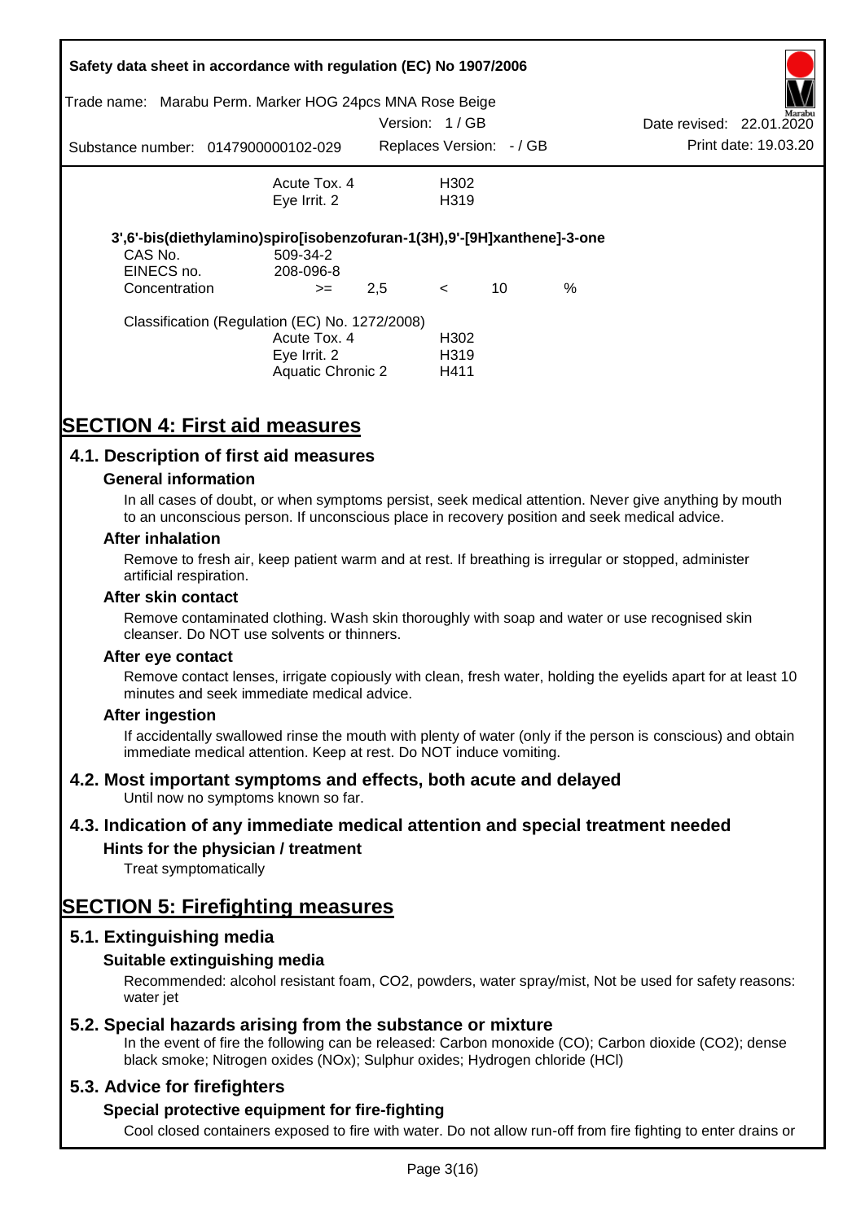| | | |
|---|---|---|
| | Acute Tox. 4 | H302 |
| | Eye Irrit. 2 | H319 |

**3',6'-bis(diethylamino)spiro[isobenzofuran-1(3H),9'-[9H]xanthene]-3-one**

| | | | | | |
|---|---|---|---|---|---|
| CAS No. | 509-34-2 | | | | |
| EINECS no. | 208-096-8 | | | | |
| Concentration | >= | 2,5 | < | 10 | % |

Classification (Regulation (EC) No. 1272/2008)

| | |
|---|---|
| Acute Tox. 4 | H302 |
| Eye Irrit. 2 | H319 |
| Aquatic Chronic 2 | H411 |

# SECTION 4: First aid measures

## 4.1. Description of first aid measures

### General information

In all cases of doubt, or when symptoms persist, seek medical attention. Never give anything by mouth to an unconscious person. If unconscious place in recovery position and seek medical advice.

### After inhalation

Remove to fresh air, keep patient warm and at rest. If breathing is irregular or stopped, administer artificial respiration.

### After skin contact

Remove contaminated clothing. Wash skin thoroughly with soap and water or use recognised skin cleanser. Do NOT use solvents or thinners.

### After eye contact

Remove contact lenses, irrigate copiously with clean, fresh water, holding the eyelids apart for at least 10 minutes and seek immediate medical advice.

### After ingestion

If accidentally swallowed rinse the mouth with plenty of water (only if the person is conscious) and obtain immediate medical attention. Keep at rest. Do NOT induce vomiting.

## 4.2. Most important symptoms and effects, both acute and delayed

Until now no symptoms known so far.

## 4.3. Indication of any immediate medical attention and special treatment needed

### Hints for the physician / treatment

Treat symptomatically

# SECTION 5: Firefighting measures

## 5.1. Extinguishing media

### Suitable extinguishing media

Recommended: alcohol resistant foam, $CO_2$, powders, water spray/mist, Not be used for safety reasons: water jet

## 5.2. Special hazards arising from the substance or mixture

In the event of fire the following can be released: Carbon monoxide (CO); Carbon dioxide ($CO_2$); dense black smoke; Nitrogen oxides ($NO_x$); Sulphur oxides; Hydrogen chloride (HCl)

## 5.3. Advice for firefighters

### Special protective equipment for fire-fighting

Cool closed containers exposed to fire with water. Do not allow run-off from fire fighting to enter drains or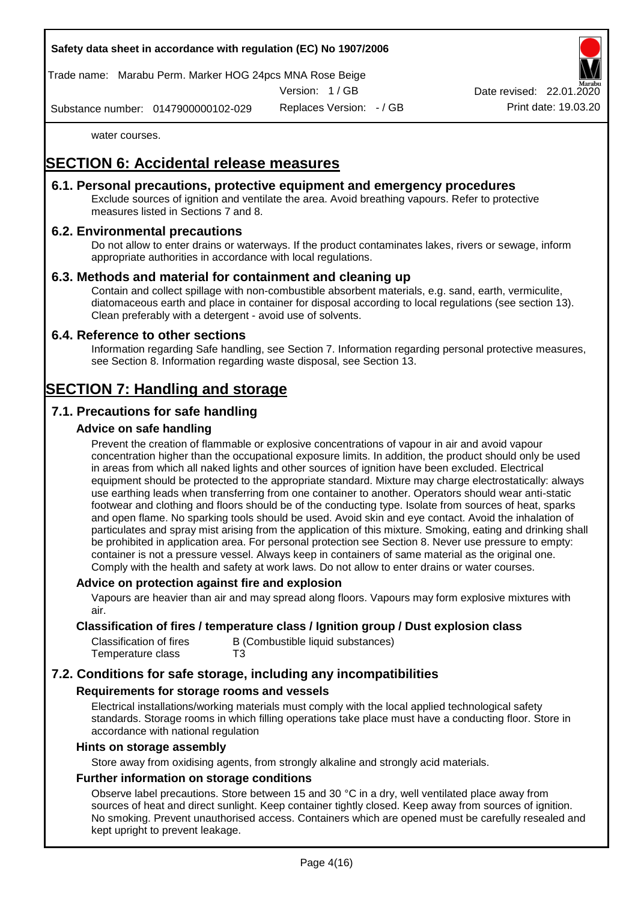water courses.

# SECTION 6: Accidental release measures

## 6.1. Personal precautions, protective equipment and emergency procedures

Exclude sources of ignition and ventilate the area. Avoid breathing vapours. Refer to protective measures listed in Sections 7 and 8.

## 6.2. Environmental precautions

Do not allow to enter drains or waterways. If the product contaminates lakes, rivers or sewage, inform appropriate authorities in accordance with local regulations.

## 6.3. Methods and material for containment and cleaning up

Contain and collect spillage with non-combustible absorbent materials, e.g. sand, earth, vermiculite, diatomaceous earth and place in container for disposal according to local regulations (see section 13). Clean preferably with a detergent - avoid use of solvents.

## 6.4. Reference to other sections

Information regarding Safe handling, see Section 7. Information regarding personal protective measures, see Section 8. Information regarding waste disposal, see Section 13.

# SECTION 7: Handling and storage

## 7.1. Precautions for safe handling

### Advice on safe handling

Prevent the creation of flammable or explosive concentrations of vapour in air and avoid vapour concentration higher than the occupational exposure limits. In addition, the product should only be used in areas from which all naked lights and other sources of ignition have been excluded. Electrical equipment should be protected to the appropriate standard. Mixture may charge electrostatically: always use earthing leads when transferring from one container to another. Operators should wear anti-static footwear and clothing and floors should be of the conducting type. Isolate from sources of heat, sparks and open flame. No sparking tools should be used. Avoid skin and eye contact. Avoid the inhalation of particulates and spray mist arising from the application of this mixture. Smoking, eating and drinking shall be prohibited in application area. For personal protection see Section 8. Never use pressure to empty: container is not a pressure vessel. Always keep in containers of same material as the original one. Comply with the health and safety at work laws. Do not allow to enter drains or water courses.

### Advice on protection against fire and explosion

Vapours are heavier than air and may spread along floors. Vapours may form explosive mixtures with air.

### Classification of fires / temperature class / Ignition group / Dust explosion class

| | |
|---|---|
| Classification of fires | B (Combustible liquid substances) |
| Temperature class | T3 |

## 7.2. Conditions for safe storage, including any incompatibilities

### Requirements for storage rooms and vessels

Electrical installations/working materials must comply with the local applied technological safety standards. Storage rooms in which filling operations take place must have a conducting floor. Store in accordance with national regulation

### Hints on storage assembly

Store away from oxidising agents, from strongly alkaline and strongly acid materials.

### Further information on storage conditions

Observe label precautions. Store between 15 and 30 °C in a dry, well ventilated place away from sources of heat and direct sunlight. Keep container tightly closed. Keep away from sources of ignition. No smoking. Prevent unauthorised access. Containers which are opened must be carefully resealed and kept upright to prevent leakage.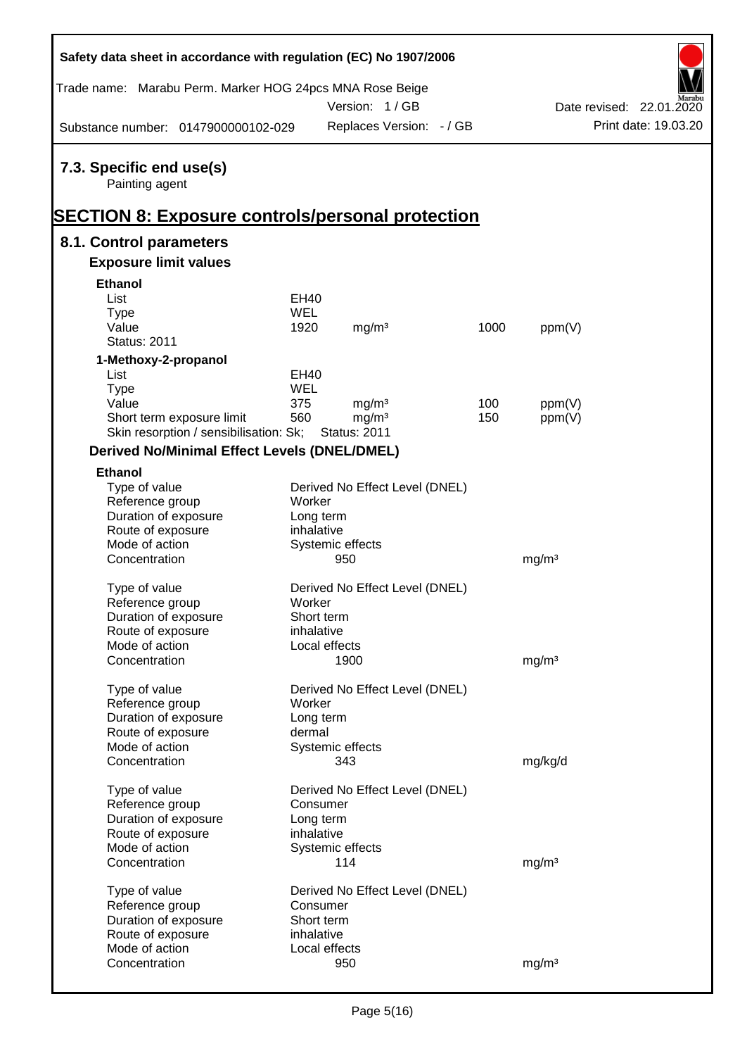## 7.3. Specific end use(s)

Painting agent

# SECTION 8: Exposure controls/personal protection

## 8.1. Control parameters

### Exposure limit values

**Ethanol**

| | | | | |
|---|---|---|---|---|
| List | EH40 | | | |
| Type | WEL | | | |
| Value | 1920 | mg/m³ | 1000 | ppm(V) |
| Status: 2011 | | | | |

**1-Methoxy-2-propanol**

| | | | | |
|---|---|---|---|---|
| List | EH40 | | | |
| Type | WEL | | | |
| Value | 375 | mg/m³ | 100 | ppm(V) |
| Short term exposure limit | 560 | mg/m³ | 150 | ppm(V) |
| Skin resorption / sensibilisation: Sk; | Status: 2011 | | | |

### Derived No/Minimal Effect Levels (DNEL/DMEL)

**Ethanol**

| | | |
|---|---|---|
| Type of value | Derived No Effect Level (DNEL) | |
| Reference group | Worker | |
| Duration of exposure | Long term | |
| Route of exposure | inhalative | |
| Mode of action | Systemic effects | |
| Concentration | 950 | mg/m³ |

| | | |
|---|---|---|
| Type of value | Derived No Effect Level (DNEL) | |
| Reference group | Worker | |
| Duration of exposure | Short term | |
| Route of exposure | inhalative | |
| Mode of action | Local effects | |
| Concentration | 1900 | mg/m³ |

| | | |
|---|---|---|
| Type of value | Derived No Effect Level (DNEL) | |
| Reference group | Worker | |
| Duration of exposure | Long term | |
| Route of exposure | dermal | |
| Mode of action | Systemic effects | |
| Concentration | 343 | mg/kg/d |

| | | |
|---|---|---|
| Type of value | Derived No Effect Level (DNEL) | |
| Reference group | Consumer | |
| Duration of exposure | Long term | |
| Route of exposure | inhalative | |
| Mode of action | Systemic effects | |
| Concentration | 114 | mg/m³ |

| | | |
|---|---|---|
| Type of value | Derived No Effect Level (DNEL) | |
| Reference group | Consumer | |
| Duration of exposure | Short term | |
| Route of exposure | inhalative | |
| Mode of action | Local effects | |
| Concentration | 950 | mg/m³ |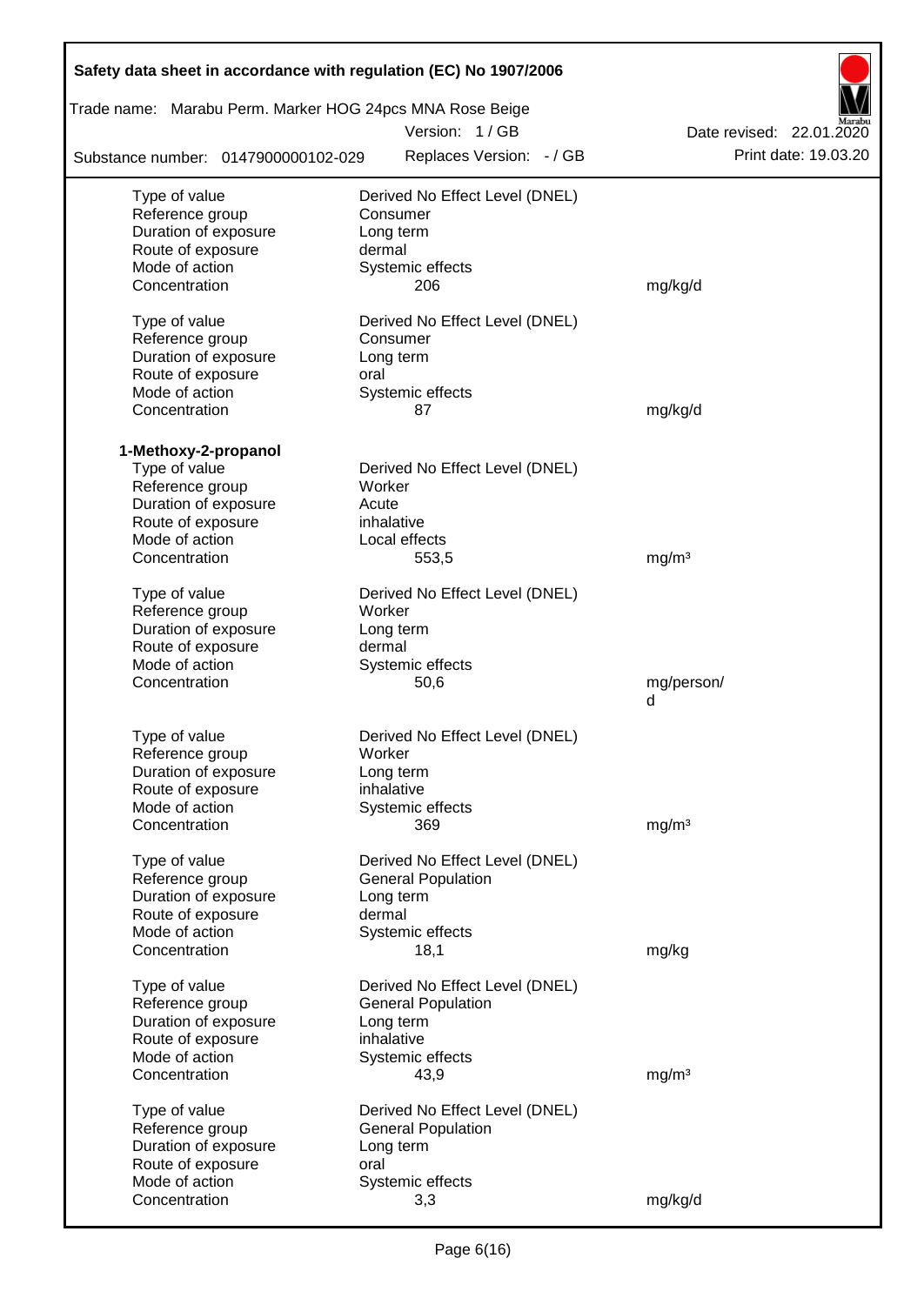| | | |
|---|---|---|
| Type of value | Derived No Effect Level (DNEL) | |
| Reference group | Consumer | |
| Duration of exposure | Long term | |
| Route of exposure | dermal | |
| Mode of action | Systemic effects | |
| Concentration | 206 | mg/kg/d |
| | | |
| Type of value | Derived No Effect Level (DNEL) | |
| Reference group | Consumer | |
| Duration of exposure | Long term | |
| Route of exposure | oral | |
| Mode of action | Systemic effects | |
| Concentration | 87 | mg/kg/d |

**1-Methoxy-2-propanol**

| | | |
|---|---|---|
| Type of value | Derived No Effect Level (DNEL) | |
| Reference group | Worker | |
| Duration of exposure | Acute | |
| Route of exposure | inhalative | |
| Mode of action | Local effects | |
| Concentration | 553,5 | mg/m³ |
| | | |
| Type of value | Derived No Effect Level (DNEL) | |
| Reference group | Worker | |
| Duration of exposure | Long term | |
| Route of exposure | dermal | |
| Mode of action | Systemic effects | |
| Concentration | 50,6 | mg/person/d |
| | | |
| Type of value | Derived No Effect Level (DNEL) | |
| Reference group | Worker | |
| Duration of exposure | Long term | |
| Route of exposure | inhalative | |
| Mode of action | Systemic effects | |
| Concentration | 369 | mg/m³ |
| | | |
| Type of value | Derived No Effect Level (DNEL) | |
| Reference group | General Population | |
| Duration of exposure | Long term | |
| Route of exposure | dermal | |
| Mode of action | Systemic effects | |
| Concentration | 18,1 | mg/kg |
| | | |
| Type of value | Derived No Effect Level (DNEL) | |
| Reference group | General Population | |
| Duration of exposure | Long term | |
| Route of exposure | inhalative | |
| Mode of action | Systemic effects | |
| Concentration | 43,9 | mg/m³ |
| | | |
| Type of value | Derived No Effect Level (DNEL) | |
| Reference group | General Population | |
| Duration of exposure | Long term | |
| Route of exposure | oral | |
| Mode of action | Systemic effects | |
| Concentration | 3,3 | mg/kg/d |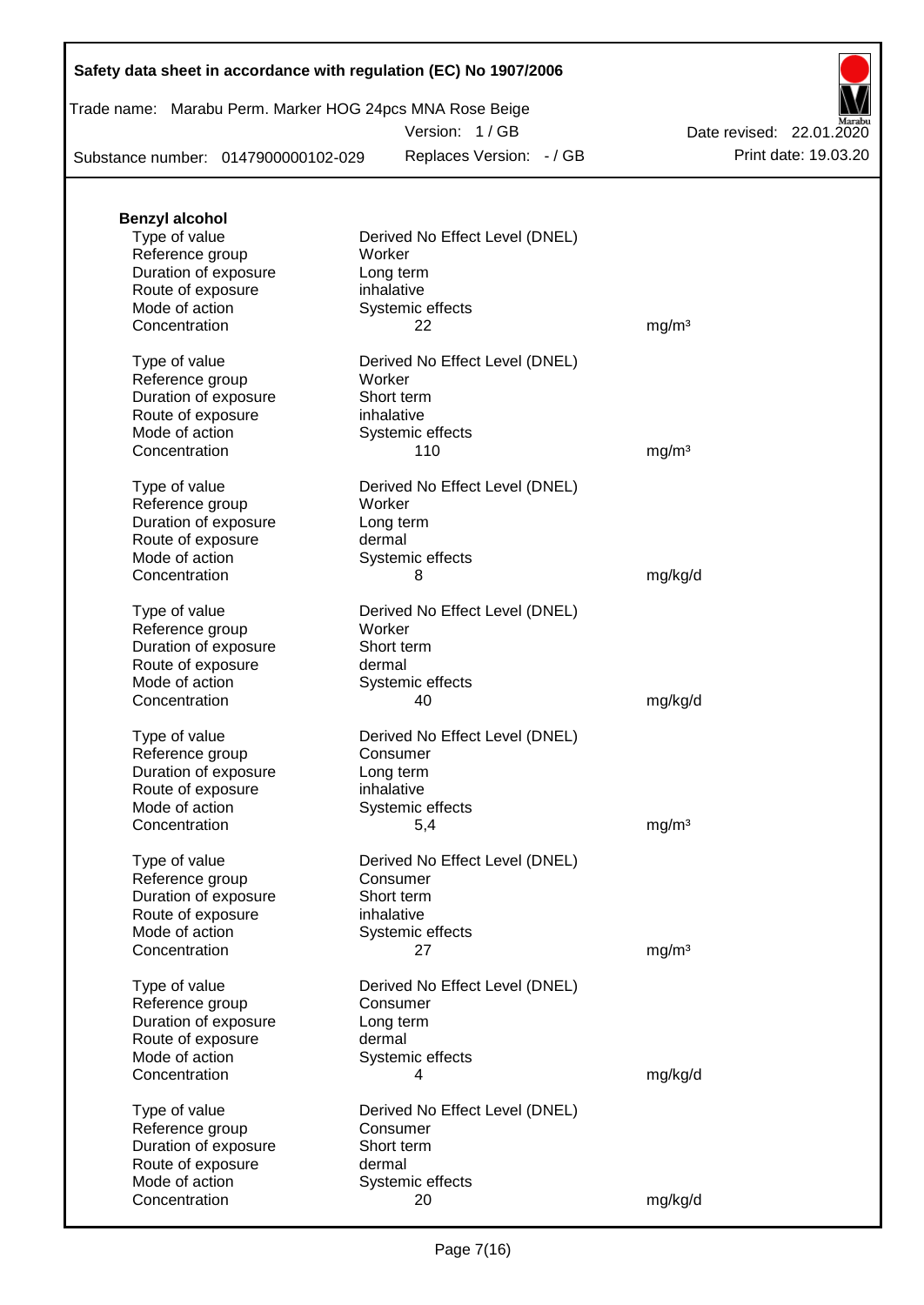**Benzyl alcohol**

| | | |
|---|---|---|
| Type of value | Derived No Effect Level (DNEL) | |
| Reference group | Worker | |
| Duration of exposure | Long term | |
| Route of exposure | inhalative | |
| Mode of action | Systemic effects | |
| Concentration | 22 | mg/m³ |
| | | |
| Type of value | Derived No Effect Level (DNEL) | |
| Reference group | Worker | |
| Duration of exposure | Short term | |
| Route of exposure | inhalative | |
| Mode of action | Systemic effects | |
| Concentration | 110 | mg/m³ |
| | | |
| Type of value | Derived No Effect Level (DNEL) | |
| Reference group | Worker | |
| Duration of exposure | Long term | |
| Route of exposure | dermal | |
| Mode of action | Systemic effects | |
| Concentration | 8 | mg/kg/d |
| | | |
| Type of value | Derived No Effect Level (DNEL) | |
| Reference group | Worker | |
| Duration of exposure | Short term | |
| Route of exposure | dermal | |
| Mode of action | Systemic effects | |
| Concentration | 40 | mg/kg/d |
| | | |
| Type of value | Derived No Effect Level (DNEL) | |
| Reference group | Consumer | |
| Duration of exposure | Long term | |
| Route of exposure | inhalative | |
| Mode of action | Systemic effects | |
| Concentration | 5,4 | mg/m³ |
| | | |
| Type of value | Derived No Effect Level (DNEL) | |
| Reference group | Consumer | |
| Duration of exposure | Short term | |
| Route of exposure | inhalative | |
| Mode of action | Systemic effects | |
| Concentration | 27 | mg/m³ |
| | | |
| Type of value | Derived No Effect Level (DNEL) | |
| Reference group | Consumer | |
| Duration of exposure | Long term | |
| Route of exposure | dermal | |
| Mode of action | Systemic effects | |
| Concentration | 4 | mg/kg/d |
| | | |
| Type of value | Derived No Effect Level (DNEL) | |
| Reference group | Consumer | |
| Duration of exposure | Short term | |
| Route of exposure | dermal | |
| Mode of action | Systemic effects | |
| Concentration | 20 | mg/kg/d |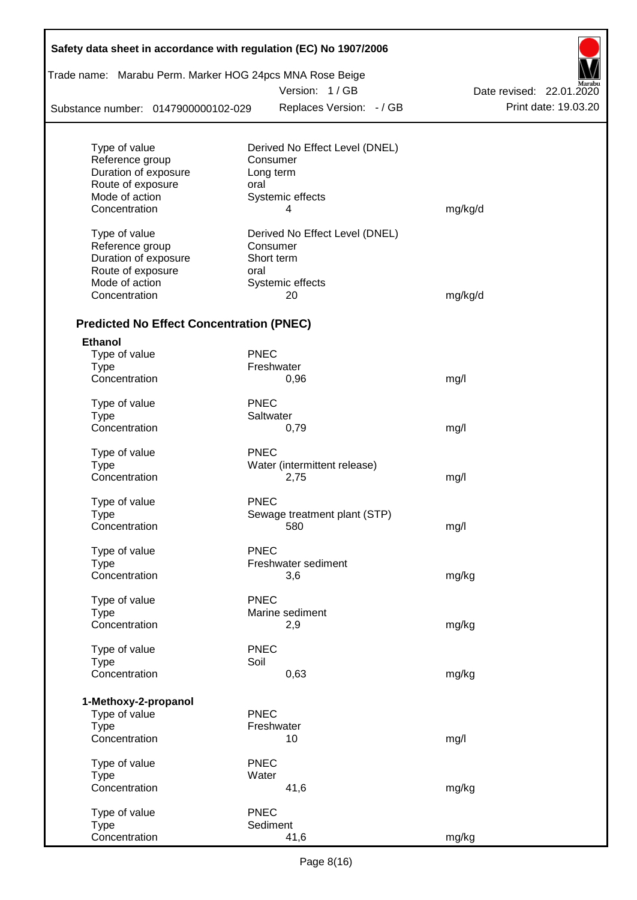| | | |
|---|---|---|
| Type of value | Derived No Effect Level (DNEL) | |
| Reference group | Consumer | |
| Duration of exposure | Long term | |
| Route of exposure | oral | |
| Mode of action | Systemic effects | |
| Concentration | 4 | mg/kg/d |

| | | |
|---|---|---|
| Type of value | Derived No Effect Level (DNEL) | |
| Reference group | Consumer | |
| Duration of exposure | Short term | |
| Route of exposure | oral | |
| Mode of action | Systemic effects | |
| Concentration | 20 | mg/kg/d |

## Predicted No Effect Concentration (PNEC)

**Ethanol**

| | | |
|---|---|---|
| Type of value | PNEC | |
| Type | Freshwater | |
| Concentration | 0,96 | mg/l |

| | | |
|---|---|---|
| Type of value | PNEC | |
| Type | Saltwater | |
| Concentration | 0,79 | mg/l |

| | | |
|---|---|---|
| Type of value | PNEC | |
| Type | Water (intermittent release) | |
| Concentration | 2,75 | mg/l |

| | | |
|---|---|---|
| Type of value | PNEC | |
| Type | Sewage treatment plant (STP) | |
| Concentration | 580 | mg/l |

| | | |
|---|---|---|
| Type of value | PNEC | |
| Type | Freshwater sediment | |
| Concentration | 3,6 | mg/kg |

| | | |
|---|---|---|
| Type of value | PNEC | |
| Type | Marine sediment | |
| Concentration | 2,9 | mg/kg |

| | | |
|---|---|---|
| Type of value | PNEC | |
| Type | Soil | |
| Concentration | 0,63 | mg/kg |

**1-Methoxy-2-propanol**

| | | |
|---|---|---|
| Type of value | PNEC | |
| Type | Freshwater | |
| Concentration | 10 | mg/l |

| | | |
|---|---|---|
| Type of value | PNEC | |
| Type | Water | |
| Concentration | 41,6 | mg/kg |

| | | |
|---|---|---|
| Type of value | PNEC | |
| Type | Sediment | |
| Concentration | 41,6 | mg/kg |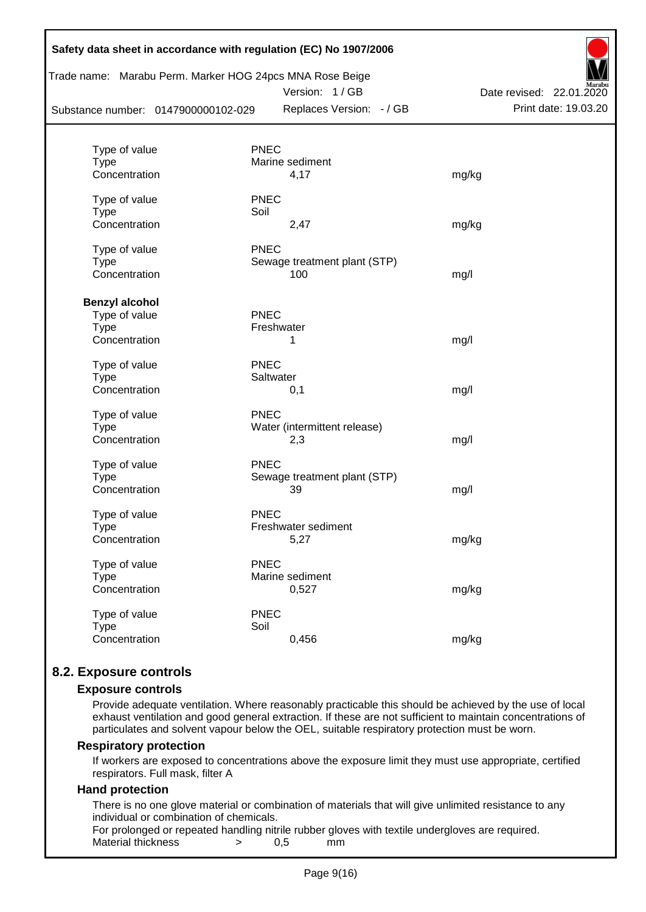| | | |
|---|---|---|
| Type of value | PNEC | |
| Type | Marine sediment | |
| Concentration | 4,17 | mg/kg |
| | | |
| Type of value | PNEC | |
| Type | Soil | |
| Concentration | 2,47 | mg/kg |
| | | |
| Type of value | PNEC | |
| Type | Sewage treatment plant (STP) | |
| Concentration | 100 | mg/l |

**Benzyl alcohol**

| | | |
|---|---|---|
| Type of value | PNEC | |
| Type | Freshwater | |
| Concentration | 1 | mg/l |
| | | |
| Type of value | PNEC | |
| Type | Saltwater | |
| Concentration | 0,1 | mg/l |
| | | |
| Type of value | PNEC | |
| Type | Water (intermittent release) | |
| Concentration | 2,3 | mg/l |
| | | |
| Type of value | PNEC | |
| Type | Sewage treatment plant (STP) | |
| Concentration | 39 | mg/l |
| | | |
| Type of value | PNEC | |
| Type | Freshwater sediment | |
| Concentration | 5,27 | mg/kg |
| | | |
| Type of value | PNEC | |
| Type | Marine sediment | |
| Concentration | 0,527 | mg/kg |
| | | |
| Type of value | PNEC | |
| Type | Soil | |
| Concentration | 0,456 | mg/kg |

## 8.2. Exposure controls

### Exposure controls

Provide adequate ventilation. Where reasonably practicable this should be achieved by the use of local exhaust ventilation and good general extraction. If these are not sufficient to maintain concentrations of particulates and solvent vapour below the OEL, suitable respiratory protection must be worn.

### Respiratory protection

If workers are exposed to concentrations above the exposure limit they must use appropriate, certified respirators. Full mask, filter A

### Hand protection

There is no one glove material or combination of materials that will give unlimited resistance to any individual or combination of chemicals.

For prolonged or repeated handling nitrile rubber gloves with textile undergloves are required.

Material thickness > 0,5 mm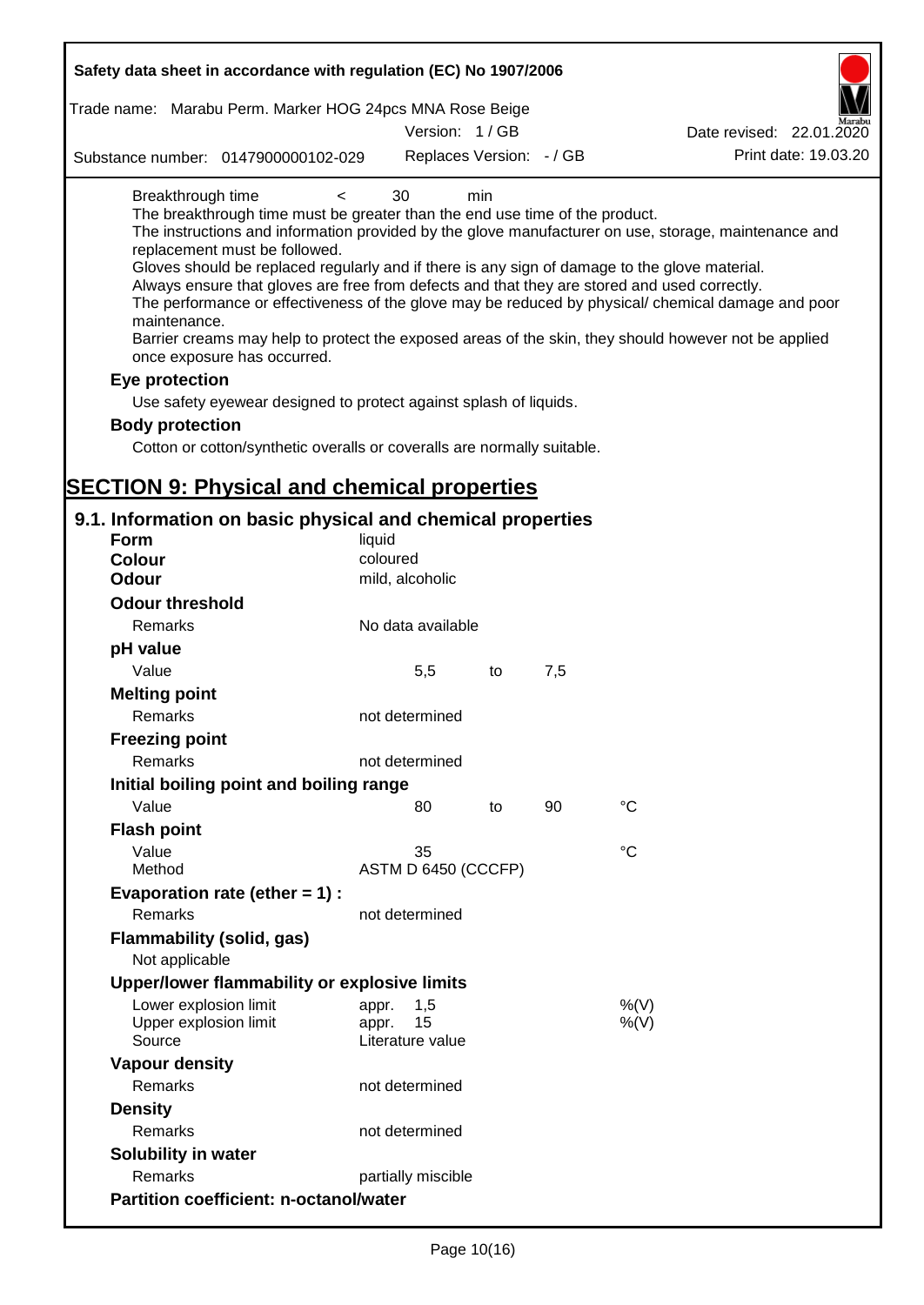Breakthrough time < 30 min

The breakthrough time must be greater than the end use time of the product.

The instructions and information provided by the glove manufacturer on use, storage, maintenance and replacement must be followed.

Gloves should be replaced regularly and if there is any sign of damage to the glove material.

Always ensure that gloves are free from defects and that they are stored and used correctly.

The performance or effectiveness of the glove may be reduced by physical/ chemical damage and poor maintenance.

Barrier creams may help to protect the exposed areas of the skin, they should however not be applied once exposure has occurred.

### Eye protection

Use safety eyewear designed to protect against splash of liquids.

### Body protection

Cotton or cotton/synthetic overalls or coveralls are normally suitable.

# SECTION 9: Physical and chemical properties

## 9.1. Information on basic physical and chemical properties

| | | | | |
|---|---|---|---|---|
| **Form** | liquid | | | |
| **Colour** | coloured | | | |
| **Odour** | mild, alcoholic | | | |
| **Odour threshold** | | | | |
| Remarks | No data available | | | |
| **pH value** | | | | |
| Value | 5,5 | to | 7,5 | |
| **Melting point** | | | | |
| Remarks | not determined | | | |
| **Freezing point** | | | | |
| Remarks | not determined | | | |
| **Initial boiling point and boiling range** | | | | |
| Value | 80 | to | 90 | °C |
| **Flash point** | | | | |
| Value | 35 | | | °C |
| Method | ASTM D 6450 (CCCFP) | | | |
| **Evaporation rate (ether = 1) :** | | | | |
| Remarks | not determined | | | |
| **Flammability (solid, gas)** | | | | |
| Not applicable | | | | |
| **Upper/lower flammability or explosive limits** | | | | |
| Lower explosion limit | appr. 1,5 | | | %(V) |
| Upper explosion limit | appr. 15 | | | %(V) |
| Source | Literature value | | | |
| **Vapour density** | | | | |
| Remarks | not determined | | | |
| **Density** | | | | |
| Remarks | not determined | | | |
| **Solubility in water** | | | | |
| Remarks | partially miscible | | | |
| **Partition coefficient: n-octanol/water** | | | | |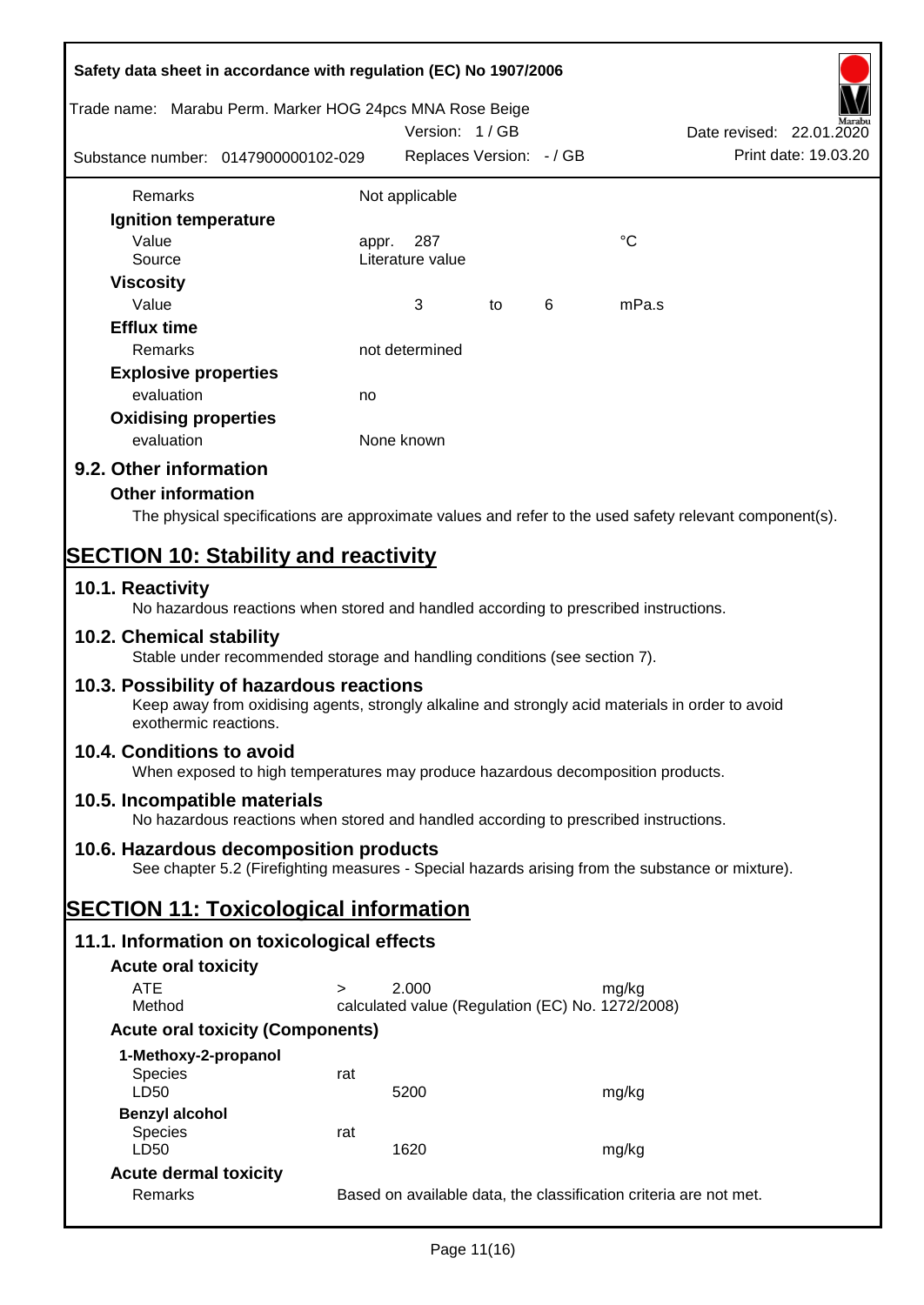| | | | | | |
|---|---|---|---|---|---|
| Remarks | Not applicable | | | | |
| **Ignition temperature** | | | | | |
| Value | appr. | 287 | | | °C |
| Source | Literature value | | | | |
| **Viscosity** | | | | | |
| Value | | 3 | to | 6 | mPa.s |
| **Efflux time** | | | | | |
| Remarks | not determined | | | | |
| **Explosive properties** | | | | | |
| evaluation | no | | | | |
| **Oxidising properties** | | | | | |
| evaluation | None known | | | | |

## 9.2. Other information

### Other information

The physical specifications are approximate values and refer to the used safety relevant component(s).

# SECTION 10: Stability and reactivity

## 10.1. Reactivity

No hazardous reactions when stored and handled according to prescribed instructions.

## 10.2. Chemical stability

Stable under recommended storage and handling conditions (see section 7).

## 10.3. Possibility of hazardous reactions

Keep away from oxidising agents, strongly alkaline and strongly acid materials in order to avoid exothermic reactions.

## 10.4. Conditions to avoid

When exposed to high temperatures may produce hazardous decomposition products.

## 10.5. Incompatible materials

No hazardous reactions when stored and handled according to prescribed instructions.

## 10.6. Hazardous decomposition products

See chapter 5.2 (Firefighting measures - Special hazards arising from the substance or mixture).

# SECTION 11: Toxicological information

## 11.1. Information on toxicological effects

### Acute oral toxicity

| | | | |
|---|---|---|---|
| ATE | > | 2.000 | mg/kg |
| Method | calculated value (Regulation (EC) No. 1272/2008) | | |

### Acute oral toxicity (Components)

| | | | |
|---|---|---|---|
| **1-Methoxy-2-propanol** | | | |
| Species | rat | | |
| LD50 | | 5200 | mg/kg |
| **Benzyl alcohol** | | | |
| Species | rat | | |
| LD50 | | 1620 | mg/kg |

### Acute dermal toxicity

| | |
|---|---|
| Remarks | Based on available data, the classification criteria are not met. |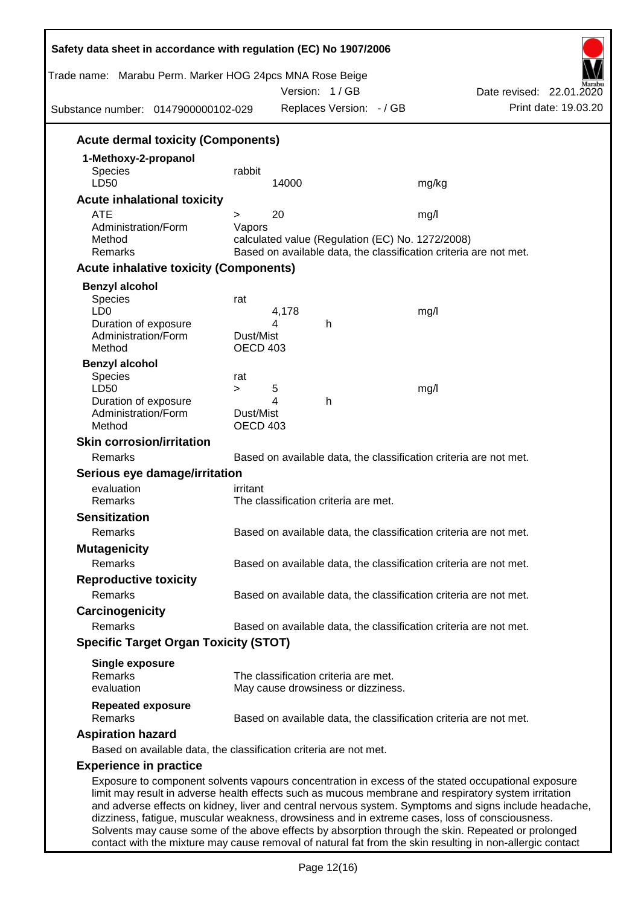### Acute dermal toxicity (Components)

**1-Methoxy-2-propanol**

| | | |
|---|---|---|
| Species | rabbit | |
| LD50 | 14000 | mg/kg |

### Acute inhalational toxicity

| | | |
|---|---|---|
| ATE | > 20 | mg/l |
| Administration/Form | Vapors | |
| Method | calculated value (Regulation (EC) No. 1272/2008) | |
| Remarks | Based on available data, the classification criteria are not met. | |

### Acute inhalative toxicity (Components)

**Benzyl alcohol**

| | | |
|---|---|---|
| Species | rat | |
| LD0 | 4,178 | mg/l |
| Duration of exposure | 4 h | |
| Administration/Form | Dust/Mist | |
| Method | OECD 403 | |

**Benzyl alcohol**

| | | |
|---|---|---|
| Species | rat | |
| LD50 | > 5 | mg/l |
| Duration of exposure | 4 h | |
| Administration/Form | Dust/Mist | |
| Method | OECD 403 | |

### Skin corrosion/irritation

Remarks: Based on available data, the classification criteria are not met.

### Serious eye damage/irritation

evaluation: irritant
Remarks: The classification criteria are met.

### Sensitization

Remarks: Based on available data, the classification criteria are not met.

### Mutagenicity

Remarks: Based on available data, the classification criteria are not met.

### Reproductive toxicity

Remarks: Based on available data, the classification criteria are not met.

### Carcinogenicity

Remarks: Based on available data, the classification criteria are not met.

### Specific Target Organ Toxicity (STOT)

**Single exposure**
Remarks: The classification criteria are met.
evaluation: May cause drowsiness or dizziness.

**Repeated exposure**
Remarks: Based on available data, the classification criteria are not met.

### Aspiration hazard

Based on available data, the classification criteria are not met.

### Experience in practice

Exposure to component solvents vapours concentration in excess of the stated occupational exposure limit may result in adverse health effects such as mucous membrane and respiratory system irritation and adverse effects on kidney, liver and central nervous system. Symptoms and signs include headache, dizziness, fatigue, muscular weakness, drowsiness and in extreme cases, loss of consciousness. Solvents may cause some of the above effects by absorption through the skin. Repeated or prolonged contact with the mixture may cause removal of natural fat from the skin resulting in non-allergic contact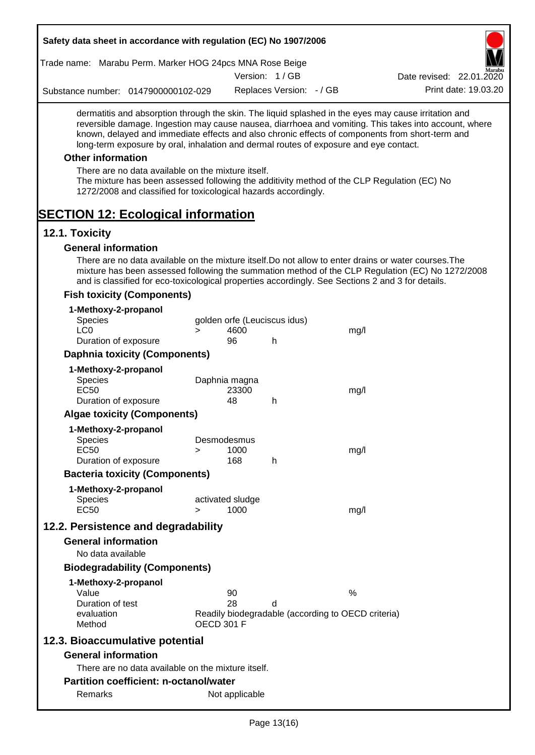dermatitis and absorption through the skin. The liquid splashed in the eyes may cause irritation and reversible damage. Ingestion may cause nausea, diarrhoea and vomiting. This takes into account, where known, delayed and immediate effects and also chronic effects of components from short-term and long-term exposure by oral, inhalation and dermal routes of exposure and eye contact.

### Other information

There are no data available on the mixture itself.
The mixture has been assessed following the additivity method of the CLP Regulation (EC) No 1272/2008 and classified for toxicological hazards accordingly.

# SECTION 12: Ecological information

## 12.1. Toxicity

### General information

There are no data available on the mixture itself.Do not allow to enter drains or water courses.The mixture has been assessed following the summation method of the CLP Regulation (EC) No 1272/2008 and is classified for eco-toxicological properties accordingly. See Sections 2 and 3 for details.

### Fish toxicity (Components)

**1-Methoxy-2-propanol**

| | | | | |
|---|---|---|---|---|
| Species | golden orfe (Leuciscus idus) | | | |
| LC0 | > | 4600 | | mg/l |
| Duration of exposure | | 96 | h | |

### Daphnia toxicity (Components)

**1-Methoxy-2-propanol**

| | | | | |
|---|---|---|---|---|
| Species | Daphnia magna | | | |
| EC50 | | 23300 | | mg/l |
| Duration of exposure | | 48 | h | |

### Algae toxicity (Components)

**1-Methoxy-2-propanol**

| | | | | |
|---|---|---|---|---|
| Species | Desmodesmus | | | |
| EC50 | > | 1000 | | mg/l |
| Duration of exposure | | 168 | h | |

### Bacteria toxicity (Components)

**1-Methoxy-2-propanol**

| | | | | |
|---|---|---|---|---|
| Species | activated sludge | | | |
| EC50 | > | 1000 | | mg/l |

## 12.2. Persistence and degradability

### General information

No data available

### Biodegradability (Components)

**1-Methoxy-2-propanol**

| | | | |
|---|---|---|---|
| Value | 90 | | % |
| Duration of test | 28 | d | |
| evaluation | Readily biodegradable (according to OECD criteria) | | |
| Method | OECD 301 F | | |

## 12.3. Bioaccumulative potential

### General information

There are no data available on the mixture itself.

### Partition coefficient: n-octanol/water

| | |
|---|---|
| Remarks | Not applicable |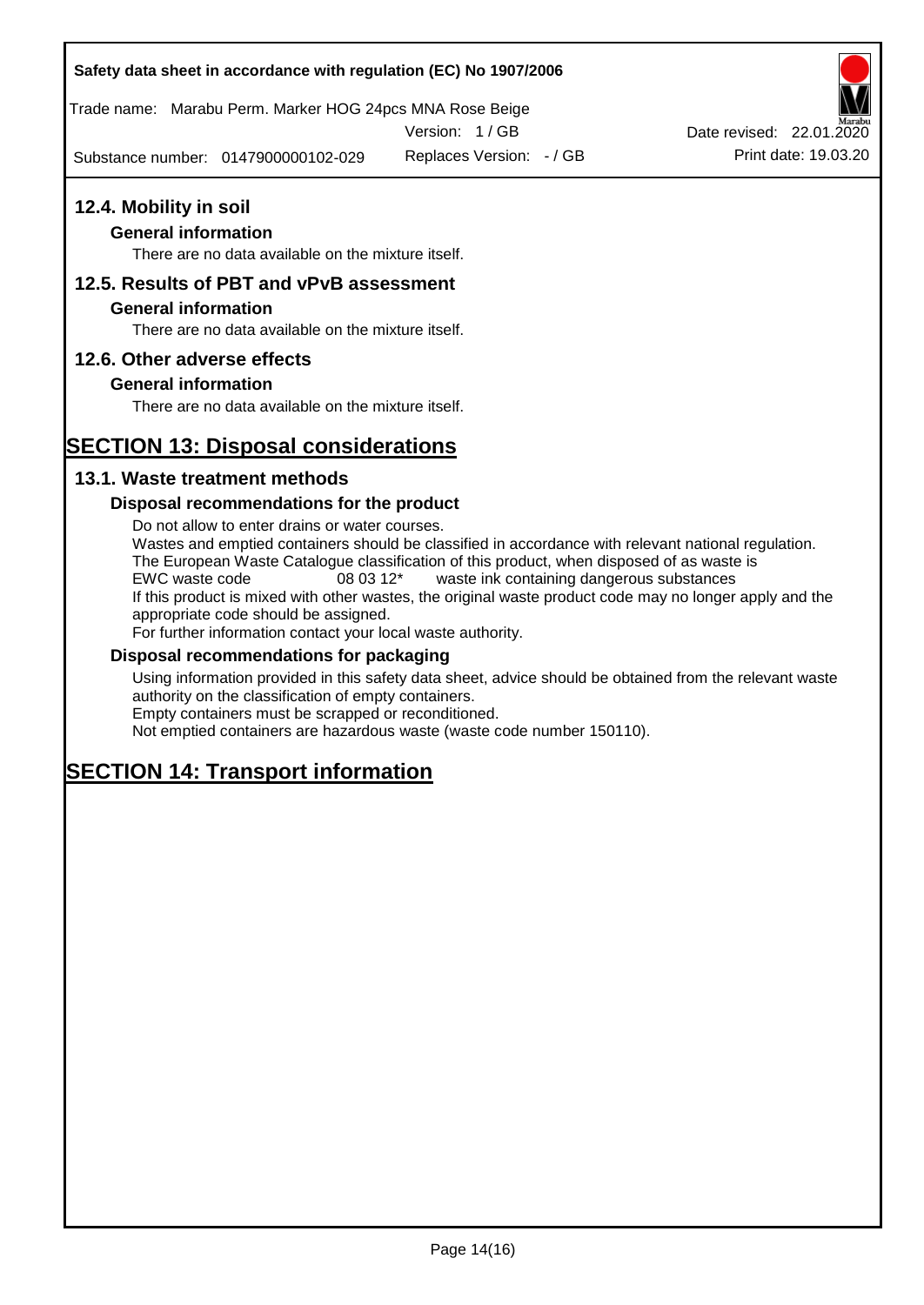## 12.4. Mobility in soil

### General information

There are no data available on the mixture itself.

## 12.5. Results of PBT and vPvB assessment

### General information

There are no data available on the mixture itself.

## 12.6. Other adverse effects

### General information

There are no data available on the mixture itself.

# SECTION 13: Disposal considerations

## 13.1. Waste treatment methods

### Disposal recommendations for the product

Do not allow to enter drains or water courses.
Wastes and emptied containers should be classified in accordance with relevant national regulation.
The European Waste Catalogue classification of this product, when disposed of as waste is
EWC waste code 08 03 12* waste ink containing dangerous substances
If this product is mixed with other wastes, the original waste product code may no longer apply and the appropriate code should be assigned.
For further information contact your local waste authority.

### Disposal recommendations for packaging

Using information provided in this safety data sheet, advice should be obtained from the relevant waste authority on the classification of empty containers.
Empty containers must be scrapped or reconditioned.
Not emptied containers are hazardous waste (waste code number 150110).

# SECTION 14: Transport information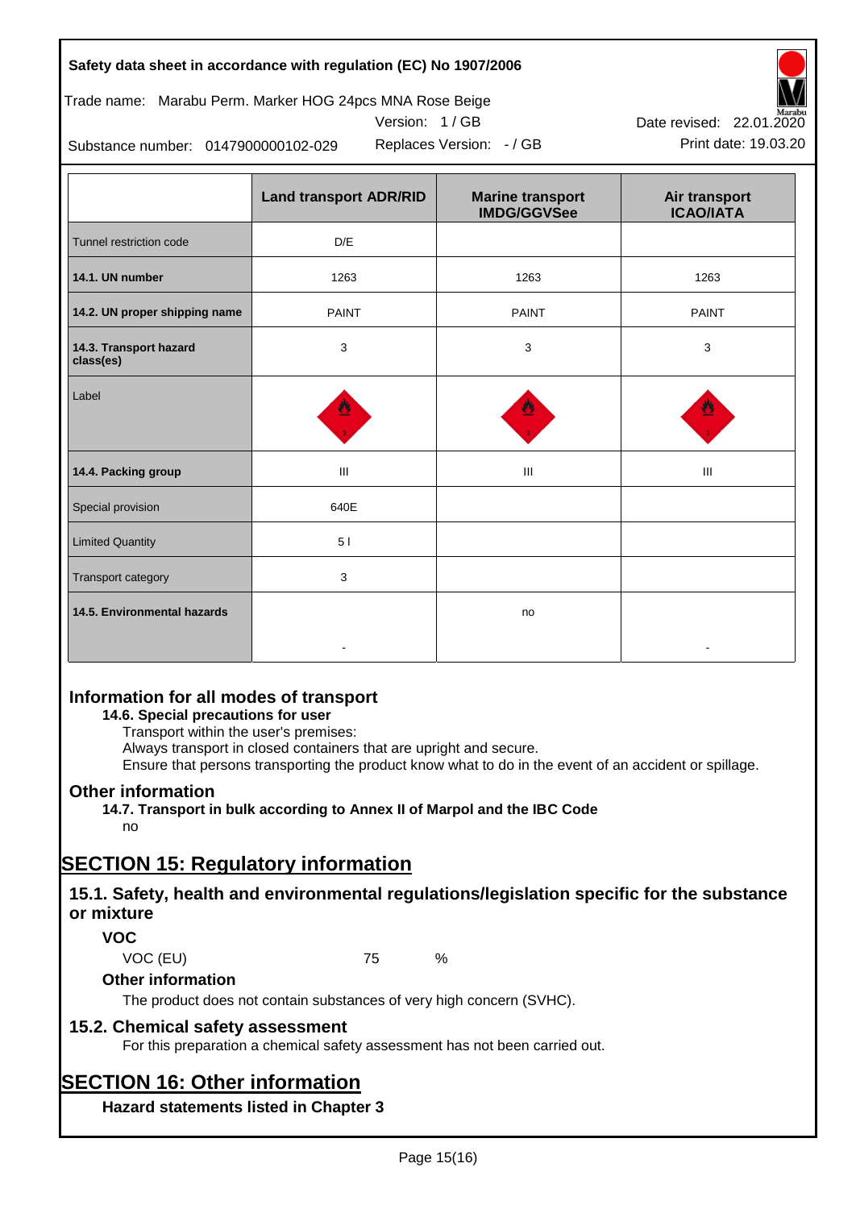| | Land transport ADR/RID | Marine transport IMDG/GGVSee | Air transport ICAO/IATA |
|---|---|---|---|
| Tunnel restriction code | D/E | | |
| **14.1. UN number** | 1263 | 1263 | 1263 |
| **14.2. UN proper shipping name** | PAINT | PAINT | PAINT |
| **14.3. Transport hazard class(es)** | 3 | 3 | 3 |
| Label | | | |
| **14.4. Packing group** | III | III | III |
| Special provision | 640E | | |
| Limited Quantity | 5 l | | |
| Transport category | 3 | | |
| **14.5. Environmental hazards** | - | no | - |

## Information for all modes of transport

**14.6. Special precautions for user**

Transport within the user's premises:
Always transport in closed containers that are upright and secure.
Ensure that persons transporting the product know what to do in the event of an accident or spillage.

## Other information

**14.7. Transport in bulk according to Annex II of Marpol and the IBC Code**

no

# SECTION 15: Regulatory information

## 15.1. Safety, health and environmental regulations/legislation specific for the substance or mixture

### VOC

VOC (EU) 75 %

### Other information

The product does not contain substances of very high concern (SVHC).

## 15.2. Chemical safety assessment

For this preparation a chemical safety assessment has not been carried out.

# SECTION 16: Other information

### Hazard statements listed in Chapter 3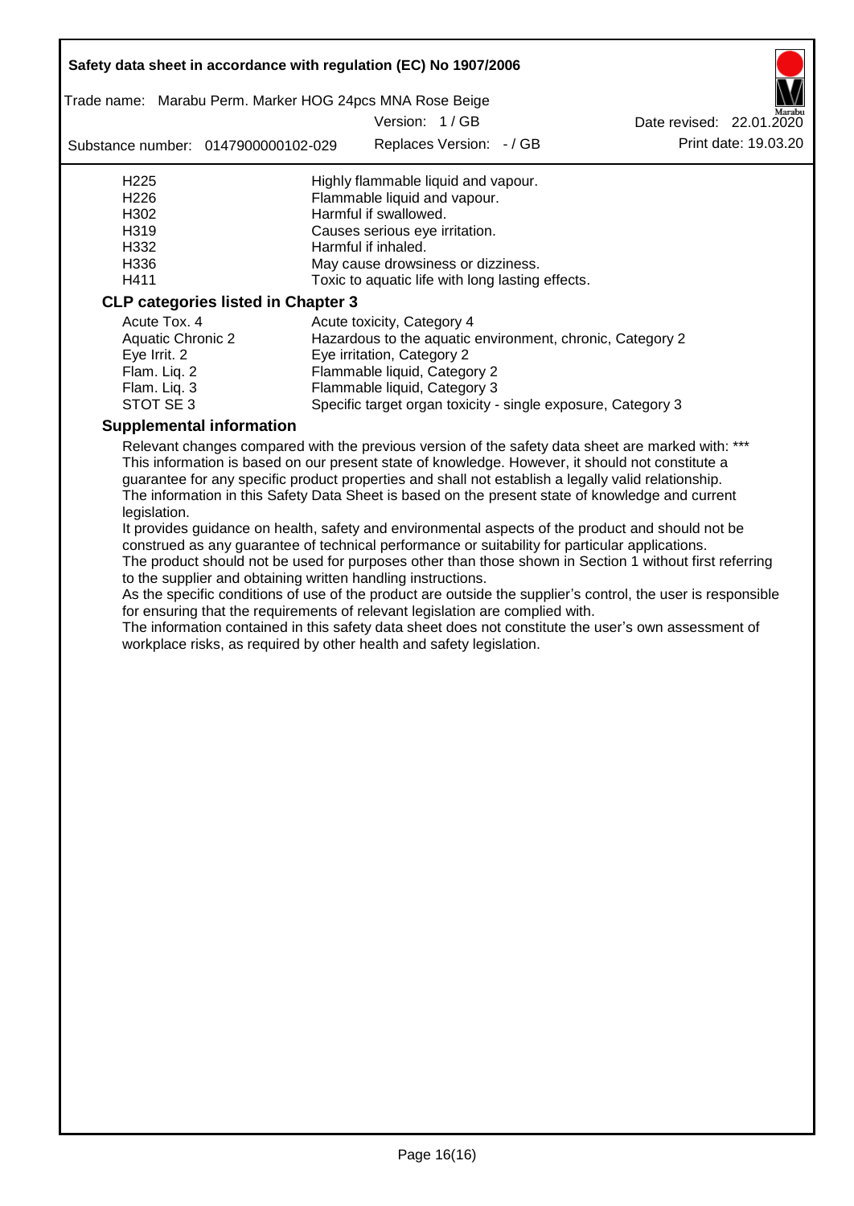| | |
|---|---|
| H225 | Highly flammable liquid and vapour. |
| H226 | Flammable liquid and vapour. |
| H302 | Harmful if swallowed. |
| H319 | Causes serious eye irritation. |
| H332 | Harmful if inhaled. |
| H336 | May cause drowsiness or dizziness. |
| H411 | Toxic to aquatic life with long lasting effects. |

## CLP categories listed in Chapter 3

| | |
|---|---|
| Acute Tox. 4 | Acute toxicity, Category 4 |
| Aquatic Chronic 2 | Hazardous to the aquatic environment, chronic, Category 2 |
| Eye Irrit. 2 | Eye irritation, Category 2 |
| Flam. Liq. 2 | Flammable liquid, Category 2 |
| Flam. Liq. 3 | Flammable liquid, Category 3 |
| STOT SE 3 | Specific target organ toxicity - single exposure, Category 3 |

## Supplemental information

Relevant changes compared with the previous version of the safety data sheet are marked with: ***
This information is based on our present state of knowledge. However, it should not constitute a guarantee for any specific product properties and shall not establish a legally valid relationship.
The information in this Safety Data Sheet is based on the present state of knowledge and current legislation.
It provides guidance on health, safety and environmental aspects of the product and should not be construed as any guarantee of technical performance or suitability for particular applications.
The product should not be used for purposes other than those shown in Section 1 without first referring to the supplier and obtaining written handling instructions.
As the specific conditions of use of the product are outside the supplier's control, the user is responsible for ensuring that the requirements of relevant legislation are complied with.
The information contained in this safety data sheet does not constitute the user's own assessment of workplace risks, as required by other health and safety legislation.